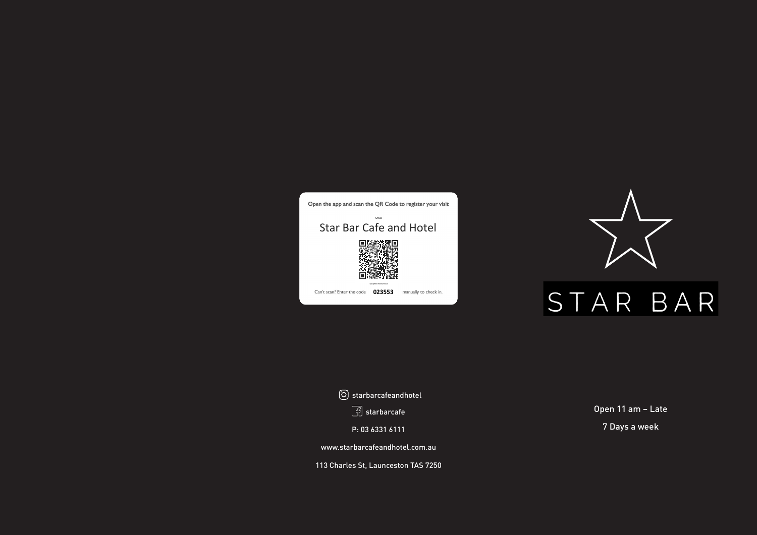Open the app and scan the QR Code to register your visit

SAMZ

Star Bar Cafe and Hotel

Can't scan? Enter the code **023553** manually to check in.

starbarcafeandhotel

starbarcafe

P: 03 6331 6111

www.starbarcafeandhotel.com.au

113 Charles St, Launceston TAS 7250

# STAR BAR

Open 11 am – Late

7 Days a week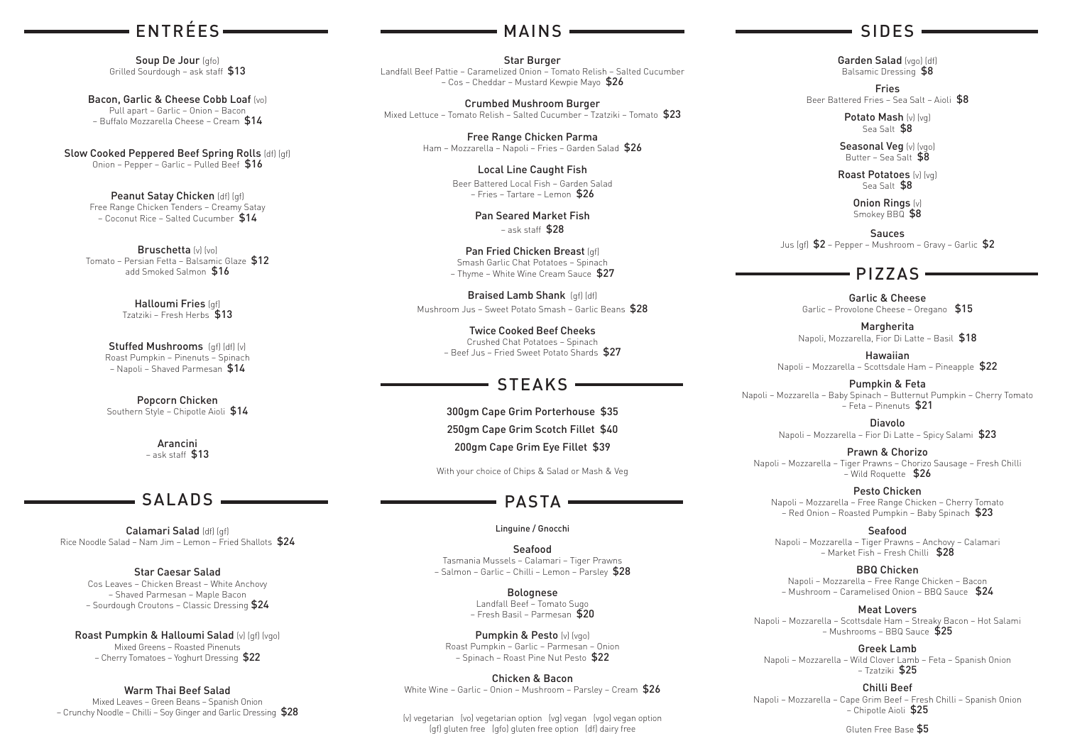## ENTRÉES

**Soup De Jour** (gfo)
Grilled Sourdough – ask staff **$13**

**Bacon, Garlic & Cheese Cobb Loaf** (vo)
Pull apart – Garlic – Onion – Bacon – Buffalo Mozzarella Cheese – Cream **$14**

**Slow Cooked Peppered Beef Spring Rolls** (df) (gf)
Onion – Pepper – Garlic – Pulled Beef **$16**

**Peanut Satay Chicken** (df) (gf)
Free Range Chicken Tenders – Creamy Satay – Coconut Rice – Salted Cucumber **$14**

**Bruschetta** (v) (vo)
Tomato – Persian Fetta – Balsamic Glaze **$12**
add Smoked Salmon **$16**

**Halloumi Fries** (gf)
Tzatziki – Fresh Herbs **$13**

**Stuffed Mushrooms** (gf) (df) (v)
Roast Pumpkin – Pinenuts – Spinach – Napoli – Shaved Parmesan **$14**

**Popcorn Chicken**
Southern Style – Chipotle Aioli **$14**

**Arancini**
– ask staff **$13**

## SALADS

**Calamari Salad** (df) (gf)
Rice Noodle Salad – Nam Jim – Lemon – Fried Shallots **$24**

**Star Caesar Salad**
Cos Leaves – Chicken Breast – White Anchovy – Shaved Parmesan – Maple Bacon – Sourdough Croutons – Classic Dressing **$24**

**Roast Pumpkin & Halloumi Salad** (v) (gf) (vgo)
Mixed Greens – Roasted Pinenuts – Cherry Tomatoes – Yoghurt Dressing **$22**

**Warm Thai Beef Salad**
Mixed Leaves – Green Beans – Spanish Onion – Crunchy Noodle – Chilli – Soy Ginger and Garlic Dressing **$28**

## MAINS

**Star Burger**
Landfall Beef Pattie – Caramelized Onion – Tomato Relish – Salted Cucumber – Cos – Cheddar – Mustard Kewpie Mayo **$26**

**Crumbed Mushroom Burger**
Mixed Lettuce – Tomato Relish – Salted Cucumber – Tzatziki – Tomato **$23**

**Free Range Chicken Parma**
Ham – Mozzarella – Napoli – Fries – Garden Salad **$26**

**Local Line Caught Fish**
Beer Battered Local Fish – Garden Salad – Fries – Tartare – Lemon **$26**

**Pan Seared Market Fish**
– ask staff **$28**

**Pan Fried Chicken Breast** (gf)
Smash Garlic Chat Potatoes – Spinach – Thyme – White Wine Cream Sauce **$27**

**Braised Lamb Shank** (gf) (df)
Mushroom Jus – Sweet Potato Smash – Garlic Beans **$28**

**Twice Cooked Beef Cheeks**
Crushed Chat Potatoes – Spinach – Beef Jus – Fried Sweet Potato Shards **$27**

## STEAKS

300gm Cape Grim Porterhouse $35

250gm Cape Grim Scotch Fillet $40

200gm Cape Grim Eye Fillet $39

With your choice of Chips & Salad or Mash & Veg

## PASTA

Linguine / Gnocchi

**Seafood**
Tasmania Mussels – Calamari – Tiger Prawns – Salmon – Garlic – Chilli – Lemon – Parsley **$28**

**Bolognese**
Landfall Beef – Tomato Sugo – Fresh Basil – Parmesan **$20**

**Pumpkin & Pesto** (v) (vgo)
Roast Pumpkin – Garlic – Parmesan – Onion – Spinach – Roast Pine Nut Pesto **$22**

**Chicken & Bacon**
White Wine – Garlic – Onion – Mushroom – Parsley – Cream **$26**

(v) vegetarian (vo) vegetarian option (vg) vegan (vgo) vegan option (gf) gluten free (gfo) gluten free option (df) dairy free

## SIDES

**Garden Salad** (vgo) (df)
Balsamic Dressing **$8**

**Fries**
Beer Battered Fries – Sea Salt – Aioli **$8**

**Potato Mash** (v) (vg)
Sea Salt **$8**

**Seasonal Veg** (v) (vgo)
Butter – Sea Salt **$8**

**Roast Potatoes** (v) (vg)
Sea Salt **$8**

**Onion Rings** (v)
Smokey BBQ **$8**

**Sauces**
Jus (gf) **$2** – Pepper – Mushroom – Gravy – Garlic **$2**

## PIZZAS

**Garlic & Cheese**
Garlic – Provolone Cheese – Oregano **$15**

**Margherita**
Napoli, Mozzarella, Fior Di Latte – Basil **$18**

**Hawaiian**
Napoli – Mozzarella – Scottsdale Ham – Pineapple **$22**

**Pumpkin & Feta**
Napoli – Mozzarella – Baby Spinach – Butternut Pumpkin – Cherry Tomato – Feta – Pinenuts **$21**

**Diavolo**
Napoli – Mozzarella – Fior Di Latte – Spicy Salami **$23**

**Prawn & Chorizo**
Napoli – Mozzarella – Tiger Prawns – Chorizo Sausage – Fresh Chilli – Wild Roquette **$26**

**Pesto Chicken**
Napoli – Mozzarella – Free Range Chicken – Cherry Tomato – Red Onion – Roasted Pumpkin – Baby Spinach **$23**

**Seafood**
Napoli – Mozzarella – Tiger Prawns – Anchovy – Calamari – Market Fish – Fresh Chilli **$28**

**BBQ Chicken**
Napoli – Mozzarella – Free Range Chicken – Bacon – Mushroom – Caramelised Onion – BBQ Sauce **$24**

**Meat Lovers**
Napoli – Mozzarella – Scottsdale Ham – Streaky Bacon – Hot Salami – Mushrooms – BBQ Sauce **$25**

**Greek Lamb**
Napoli – Mozzarella – Wild Clover Lamb – Feta – Spanish Onion – Tzatziki **$25**

**Chilli Beef**
Napoli – Mozzarella – Cape Grim Beef – Fresh Chilli – Spanish Onion – Chipotle Aioli **$25**

Gluten Free Base **$5**